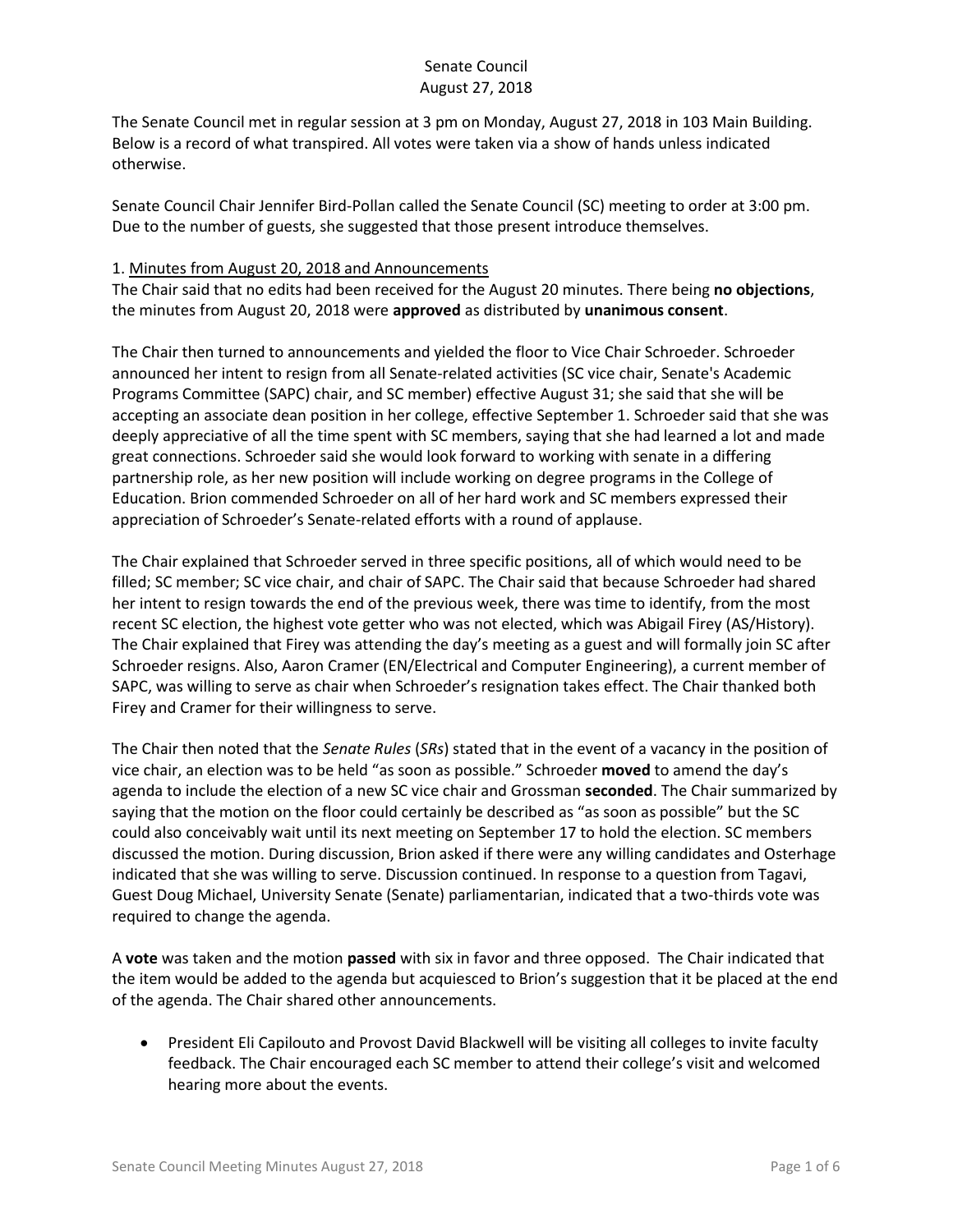# Senate Council
## August 27, 2018

The Senate Council met in regular session at 3 pm on Monday, August 27, 2018 in 103 Main Building. Below is a record of what transpired. All votes were taken via a show of hands unless indicated otherwise.

Senate Council Chair Jennifer Bird-Pollan called the Senate Council (SC) meeting to order at 3:00 pm. Due to the number of guests, she suggested that those present introduce themselves.

1. Minutes from August 20, 2018 and Announcements

The Chair said that no edits had been received for the August 20 minutes. There being **no objections**, the minutes from August 20, 2018 were **approved** as distributed by **unanimous consent**.

The Chair then turned to announcements and yielded the floor to Vice Chair Schroeder. Schroeder announced her intent to resign from all Senate-related activities (SC vice chair, Senate's Academic Programs Committee (SAPC) chair, and SC member) effective August 31; she said that she will be accepting an associate dean position in her college, effective September 1. Schroeder said that she was deeply appreciative of all the time spent with SC members, saying that she had learned a lot and made great connections. Schroeder said she would look forward to working with senate in a differing partnership role, as her new position will include working on degree programs in the College of Education. Brion commended Schroeder on all of her hard work and SC members expressed their appreciation of Schroeder's Senate-related efforts with a round of applause.

The Chair explained that Schroeder served in three specific positions, all of which would need to be filled; SC member; SC vice chair, and chair of SAPC. The Chair said that because Schroeder had shared her intent to resign towards the end of the previous week, there was time to identify, from the most recent SC election, the highest vote getter who was not elected, which was Abigail Firey (AS/History). The Chair explained that Firey was attending the day's meeting as a guest and will formally join SC after Schroeder resigns. Also, Aaron Cramer (EN/Electrical and Computer Engineering), a current member of SAPC, was willing to serve as chair when Schroeder's resignation takes effect. The Chair thanked both Firey and Cramer for their willingness to serve.

The Chair then noted that the *Senate Rules* (*SRs*) stated that in the event of a vacancy in the position of vice chair, an election was to be held "as soon as possible." Schroeder **moved** to amend the day's agenda to include the election of a new SC vice chair and Grossman **seconded**. The Chair summarized by saying that the motion on the floor could certainly be described as "as soon as possible" but the SC could also conceivably wait until its next meeting on September 17 to hold the election. SC members discussed the motion. During discussion, Brion asked if there were any willing candidates and Osterhage indicated that she was willing to serve. Discussion continued. In response to a question from Tagavi, Guest Doug Michael, University Senate (Senate) parliamentarian, indicated that a two-thirds vote was required to change the agenda.

A **vote** was taken and the motion **passed** with six in favor and three opposed. The Chair indicated that the item would be added to the agenda but acquiesced to Brion's suggestion that it be placed at the end of the agenda. The Chair shared other announcements.

- President Eli Capilouto and Provost David Blackwell will be visiting all colleges to invite faculty feedback. The Chair encouraged each SC member to attend their college's visit and welcomed hearing more about the events.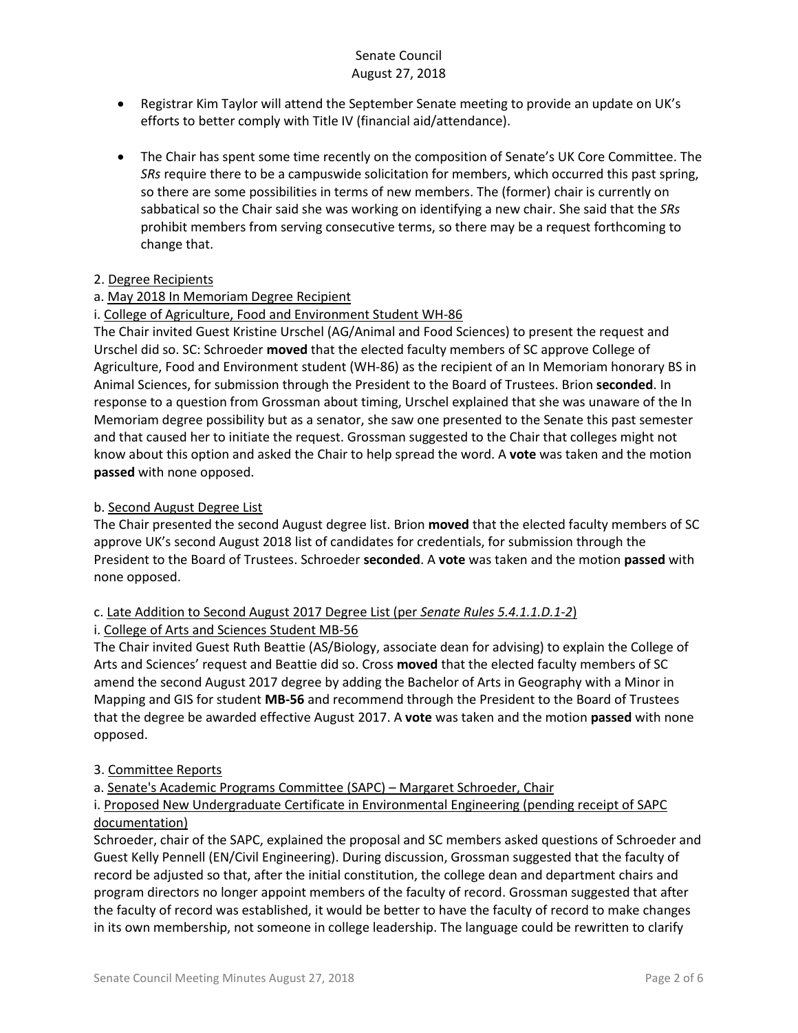- Registrar Kim Taylor will attend the September Senate meeting to provide an update on UK's efforts to better comply with Title IV (financial aid/attendance).

- The Chair has spent some time recently on the composition of Senate's UK Core Committee. The *SRs* require there to be a campuswide solicitation for members, which occurred this past spring, so there are some possibilities in terms of new members. The (former) chair is currently on sabbatical so the Chair said she was working on identifying a new chair. She said that the *SRs* prohibit members from serving consecutive terms, so there may be a request forthcoming to change that.

2. Degree Recipients

a. May 2018 In Memoriam Degree Recipient

i. College of Agriculture, Food and Environment Student WH-86

The Chair invited Guest Kristine Urschel (AG/Animal and Food Sciences) to present the request and Urschel did so. SC: Schroeder **moved** that the elected faculty members of SC approve College of Agriculture, Food and Environment student (WH-86) as the recipient of an In Memoriam honorary BS in Animal Sciences, for submission through the President to the Board of Trustees. Brion **seconded**. In response to a question from Grossman about timing, Urschel explained that she was unaware of the In Memoriam degree possibility but as a senator, she saw one presented to the Senate this past semester and that caused her to initiate the request. Grossman suggested to the Chair that colleges might not know about this option and asked the Chair to help spread the word. A **vote** was taken and the motion **passed** with none opposed.

b. Second August Degree List

The Chair presented the second August degree list. Brion **moved** that the elected faculty members of SC approve UK's second August 2018 list of candidates for credentials, for submission through the President to the Board of Trustees. Schroeder **seconded**. A **vote** was taken and the motion **passed** with none opposed.

c. Late Addition to Second August 2017 Degree List (per *Senate Rules 5.4.1.1.D.1-2*)

i. College of Arts and Sciences Student MB-56

The Chair invited Guest Ruth Beattie (AS/Biology, associate dean for advising) to explain the College of Arts and Sciences' request and Beattie did so. Cross **moved** that the elected faculty members of SC amend the second August 2017 degree by adding the Bachelor of Arts in Geography with a Minor in Mapping and GIS for student **MB-56** and recommend through the President to the Board of Trustees that the degree be awarded effective August 2017. A **vote** was taken and the motion **passed** with none opposed.

3. Committee Reports

a. Senate's Academic Programs Committee (SAPC) – Margaret Schroeder, Chair

i. Proposed New Undergraduate Certificate in Environmental Engineering (pending receipt of SAPC documentation)

Schroeder, chair of the SAPC, explained the proposal and SC members asked questions of Schroeder and Guest Kelly Pennell (EN/Civil Engineering). During discussion, Grossman suggested that the faculty of record be adjusted so that, after the initial constitution, the college dean and department chairs and program directors no longer appoint members of the faculty of record. Grossman suggested that after the faculty of record was established, it would be better to have the faculty of record to make changes in its own membership, not someone in college leadership. The language could be rewritten to clarify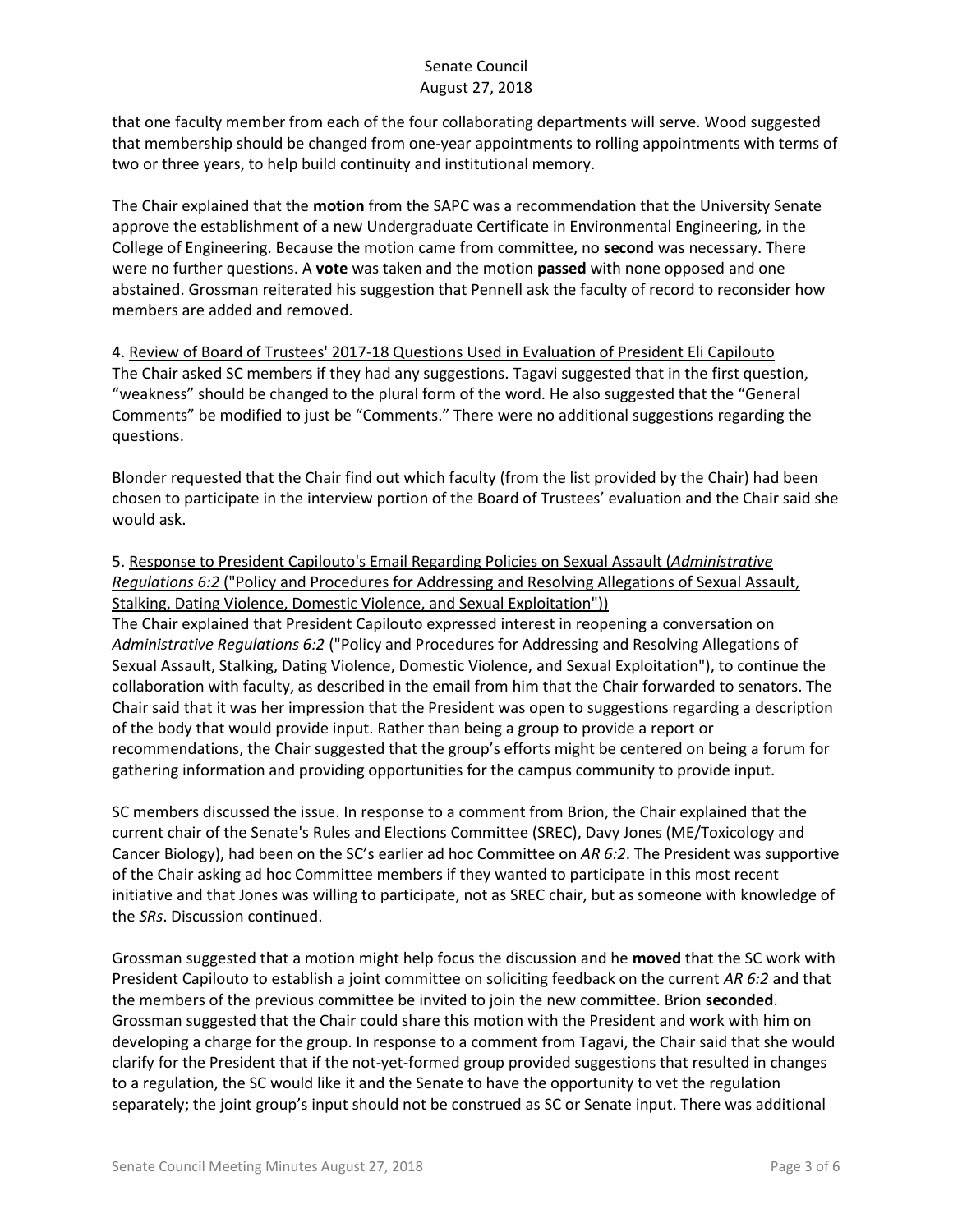that one faculty member from each of the four collaborating departments will serve. Wood suggested that membership should be changed from one-year appointments to rolling appointments with terms of two or three years, to help build continuity and institutional memory.

The Chair explained that the **motion** from the SAPC was a recommendation that the University Senate approve the establishment of a new Undergraduate Certificate in Environmental Engineering, in the College of Engineering. Because the motion came from committee, no **second** was necessary. There were no further questions. A **vote** was taken and the motion **passed** with none opposed and one abstained. Grossman reiterated his suggestion that Pennell ask the faculty of record to reconsider how members are added and removed.

4. Review of Board of Trustees' 2017-18 Questions Used in Evaluation of President Eli Capilouto
The Chair asked SC members if they had any suggestions. Tagavi suggested that in the first question, "weakness" should be changed to the plural form of the word. He also suggested that the "General Comments" be modified to just be "Comments." There were no additional suggestions regarding the questions.

Blonder requested that the Chair find out which faculty (from the list provided by the Chair) had been chosen to participate in the interview portion of the Board of Trustees' evaluation and the Chair said she would ask.

5. Response to President Capilouto's Email Regarding Policies on Sexual Assault (*Administrative Regulations 6:2* ("Policy and Procedures for Addressing and Resolving Allegations of Sexual Assault, Stalking, Dating Violence, Domestic Violence, and Sexual Exploitation"))
The Chair explained that President Capilouto expressed interest in reopening a conversation on *Administrative Regulations 6:2* ("Policy and Procedures for Addressing and Resolving Allegations of Sexual Assault, Stalking, Dating Violence, Domestic Violence, and Sexual Exploitation"), to continue the collaboration with faculty, as described in the email from him that the Chair forwarded to senators. The Chair said that it was her impression that the President was open to suggestions regarding a description of the body that would provide input. Rather than being a group to provide a report or recommendations, the Chair suggested that the group's efforts might be centered on being a forum for gathering information and providing opportunities for the campus community to provide input.

SC members discussed the issue. In response to a comment from Brion, the Chair explained that the current chair of the Senate's Rules and Elections Committee (SREC), Davy Jones (ME/Toxicology and Cancer Biology), had been on the SC's earlier ad hoc Committee on *AR 6:2*. The President was supportive of the Chair asking ad hoc Committee members if they wanted to participate in this most recent initiative and that Jones was willing to participate, not as SREC chair, but as someone with knowledge of the *SRs*. Discussion continued.

Grossman suggested that a motion might help focus the discussion and he **moved** that the SC work with President Capilouto to establish a joint committee on soliciting feedback on the current *AR 6:2* and that the members of the previous committee be invited to join the new committee. Brion **seconded**. Grossman suggested that the Chair could share this motion with the President and work with him on developing a charge for the group. In response to a comment from Tagavi, the Chair said that she would clarify for the President that if the not-yet-formed group provided suggestions that resulted in changes to a regulation, the SC would like it and the Senate to have the opportunity to vet the regulation separately; the joint group's input should not be construed as SC or Senate input. There was additional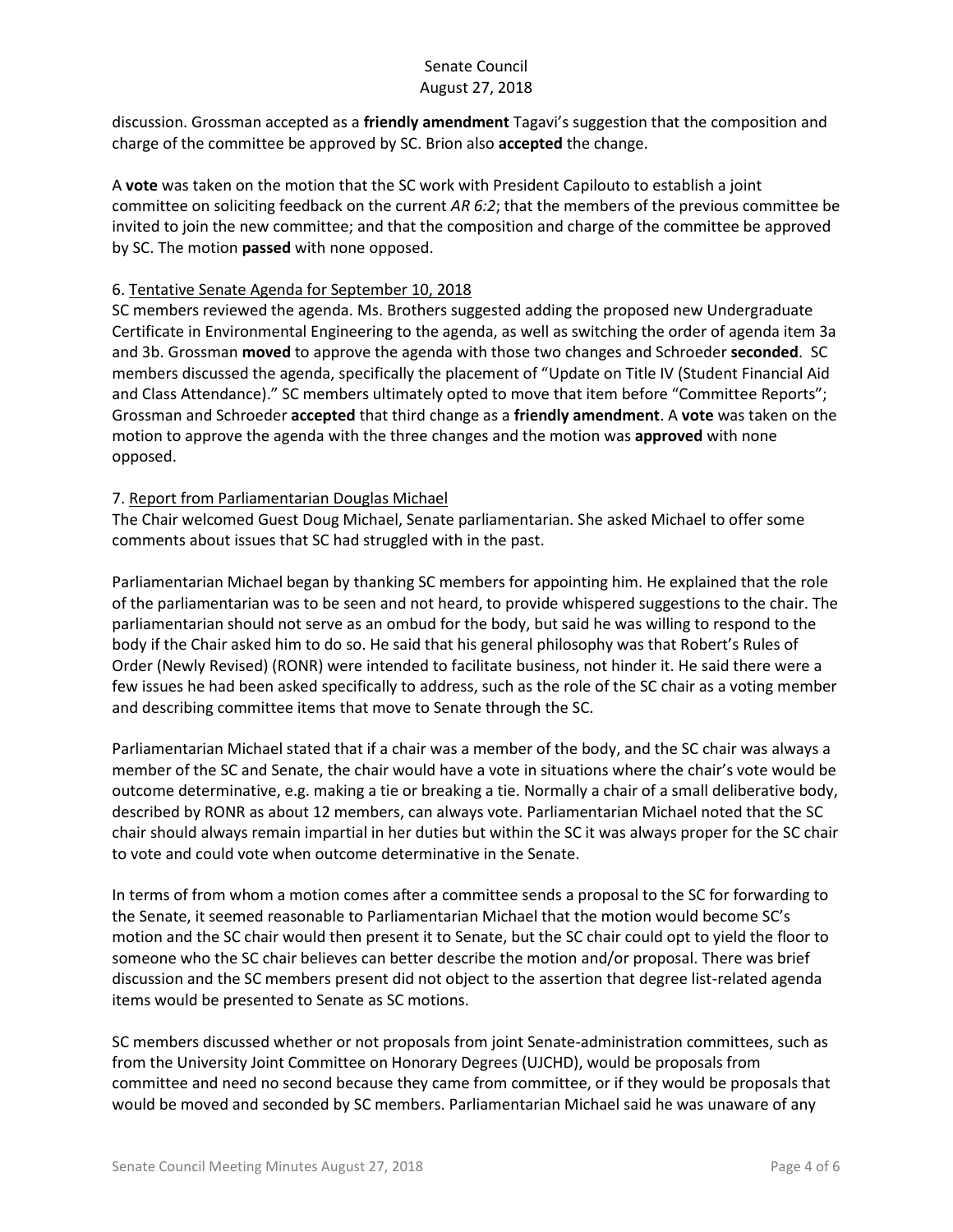discussion. Grossman accepted as a **friendly amendment** Tagavi's suggestion that the composition and charge of the committee be approved by SC. Brion also **accepted** the change.

A **vote** was taken on the motion that the SC work with President Capilouto to establish a joint committee on soliciting feedback on the current *AR 6:2*; that the members of the previous committee be invited to join the new committee; and that the composition and charge of the committee be approved by SC. The motion **passed** with none opposed.

6. Tentative Senate Agenda for September 10, 2018

SC members reviewed the agenda. Ms. Brothers suggested adding the proposed new Undergraduate Certificate in Environmental Engineering to the agenda, as well as switching the order of agenda item 3a and 3b. Grossman **moved** to approve the agenda with those two changes and Schroeder **seconded**. SC members discussed the agenda, specifically the placement of "Update on Title IV (Student Financial Aid and Class Attendance)." SC members ultimately opted to move that item before "Committee Reports"; Grossman and Schroeder **accepted** that third change as a **friendly amendment**. A **vote** was taken on the motion to approve the agenda with the three changes and the motion was **approved** with none opposed.

7. Report from Parliamentarian Douglas Michael

The Chair welcomed Guest Doug Michael, Senate parliamentarian. She asked Michael to offer some comments about issues that SC had struggled with in the past.

Parliamentarian Michael began by thanking SC members for appointing him. He explained that the role of the parliamentarian was to be seen and not heard, to provide whispered suggestions to the chair. The parliamentarian should not serve as an ombud for the body, but said he was willing to respond to the body if the Chair asked him to do so. He said that his general philosophy was that Robert's Rules of Order (Newly Revised) (RONR) were intended to facilitate business, not hinder it. He said there were a few issues he had been asked specifically to address, such as the role of the SC chair as a voting member and describing committee items that move to Senate through the SC.

Parliamentarian Michael stated that if a chair was a member of the body, and the SC chair was always a member of the SC and Senate, the chair would have a vote in situations where the chair's vote would be outcome determinative, e.g. making a tie or breaking a tie. Normally a chair of a small deliberative body, described by RONR as about 12 members, can always vote. Parliamentarian Michael noted that the SC chair should always remain impartial in her duties but within the SC it was always proper for the SC chair to vote and could vote when outcome determinative in the Senate.

In terms of from whom a motion comes after a committee sends a proposal to the SC for forwarding to the Senate, it seemed reasonable to Parliamentarian Michael that the motion would become SC's motion and the SC chair would then present it to Senate, but the SC chair could opt to yield the floor to someone who the SC chair believes can better describe the motion and/or proposal. There was brief discussion and the SC members present did not object to the assertion that degree list-related agenda items would be presented to Senate as SC motions.

SC members discussed whether or not proposals from joint Senate-administration committees, such as from the University Joint Committee on Honorary Degrees (UJCHD), would be proposals from committee and need no second because they came from committee, or if they would be proposals that would be moved and seconded by SC members. Parliamentarian Michael said he was unaware of any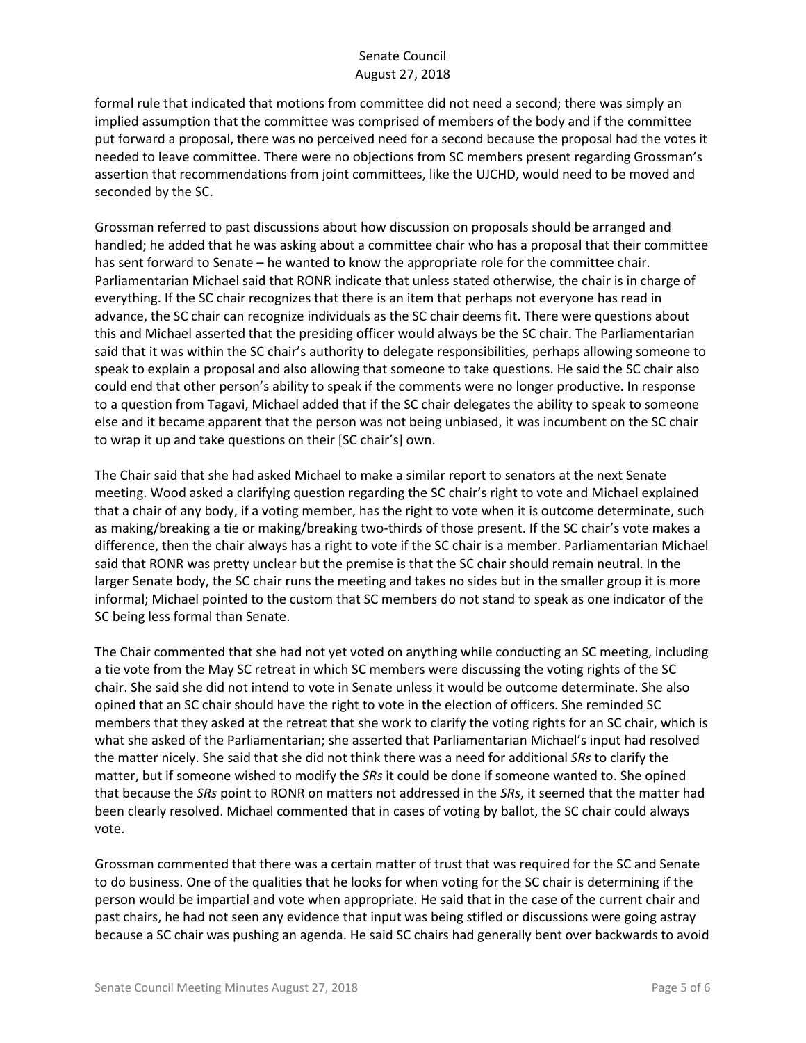formal rule that indicated that motions from committee did not need a second; there was simply an implied assumption that the committee was comprised of members of the body and if the committee put forward a proposal, there was no perceived need for a second because the proposal had the votes it needed to leave committee. There were no objections from SC members present regarding Grossman's assertion that recommendations from joint committees, like the UJCHD, would need to be moved and seconded by the SC.

Grossman referred to past discussions about how discussion on proposals should be arranged and handled; he added that he was asking about a committee chair who has a proposal that their committee has sent forward to Senate – he wanted to know the appropriate role for the committee chair. Parliamentarian Michael said that RONR indicate that unless stated otherwise, the chair is in charge of everything. If the SC chair recognizes that there is an item that perhaps not everyone has read in advance, the SC chair can recognize individuals as the SC chair deems fit. There were questions about this and Michael asserted that the presiding officer would always be the SC chair. The Parliamentarian said that it was within the SC chair's authority to delegate responsibilities, perhaps allowing someone to speak to explain a proposal and also allowing that someone to take questions. He said the SC chair also could end that other person's ability to speak if the comments were no longer productive. In response to a question from Tagavi, Michael added that if the SC chair delegates the ability to speak to someone else and it became apparent that the person was not being unbiased, it was incumbent on the SC chair to wrap it up and take questions on their [SC chair's] own.

The Chair said that she had asked Michael to make a similar report to senators at the next Senate meeting. Wood asked a clarifying question regarding the SC chair's right to vote and Michael explained that a chair of any body, if a voting member, has the right to vote when it is outcome determinate, such as making/breaking a tie or making/breaking two-thirds of those present. If the SC chair's vote makes a difference, then the chair always has a right to vote if the SC chair is a member. Parliamentarian Michael said that RONR was pretty unclear but the premise is that the SC chair should remain neutral. In the larger Senate body, the SC chair runs the meeting and takes no sides but in the smaller group it is more informal; Michael pointed to the custom that SC members do not stand to speak as one indicator of the SC being less formal than Senate.

The Chair commented that she had not yet voted on anything while conducting an SC meeting, including a tie vote from the May SC retreat in which SC members were discussing the voting rights of the SC chair. She said she did not intend to vote in Senate unless it would be outcome determinate. She also opined that an SC chair should have the right to vote in the election of officers. She reminded SC members that they asked at the retreat that she work to clarify the voting rights for an SC chair, which is what she asked of the Parliamentarian; she asserted that Parliamentarian Michael's input had resolved the matter nicely. She said that she did not think there was a need for additional *SRs* to clarify the matter, but if someone wished to modify the *SRs* it could be done if someone wanted to. She opined that because the *SRs* point to RONR on matters not addressed in the *SRs*, it seemed that the matter had been clearly resolved. Michael commented that in cases of voting by ballot, the SC chair could always vote.

Grossman commented that there was a certain matter of trust that was required for the SC and Senate to do business. One of the qualities that he looks for when voting for the SC chair is determining if the person would be impartial and vote when appropriate. He said that in the case of the current chair and past chairs, he had not seen any evidence that input was being stifled or discussions were going astray because a SC chair was pushing an agenda. He said SC chairs had generally bent over backwards to avoid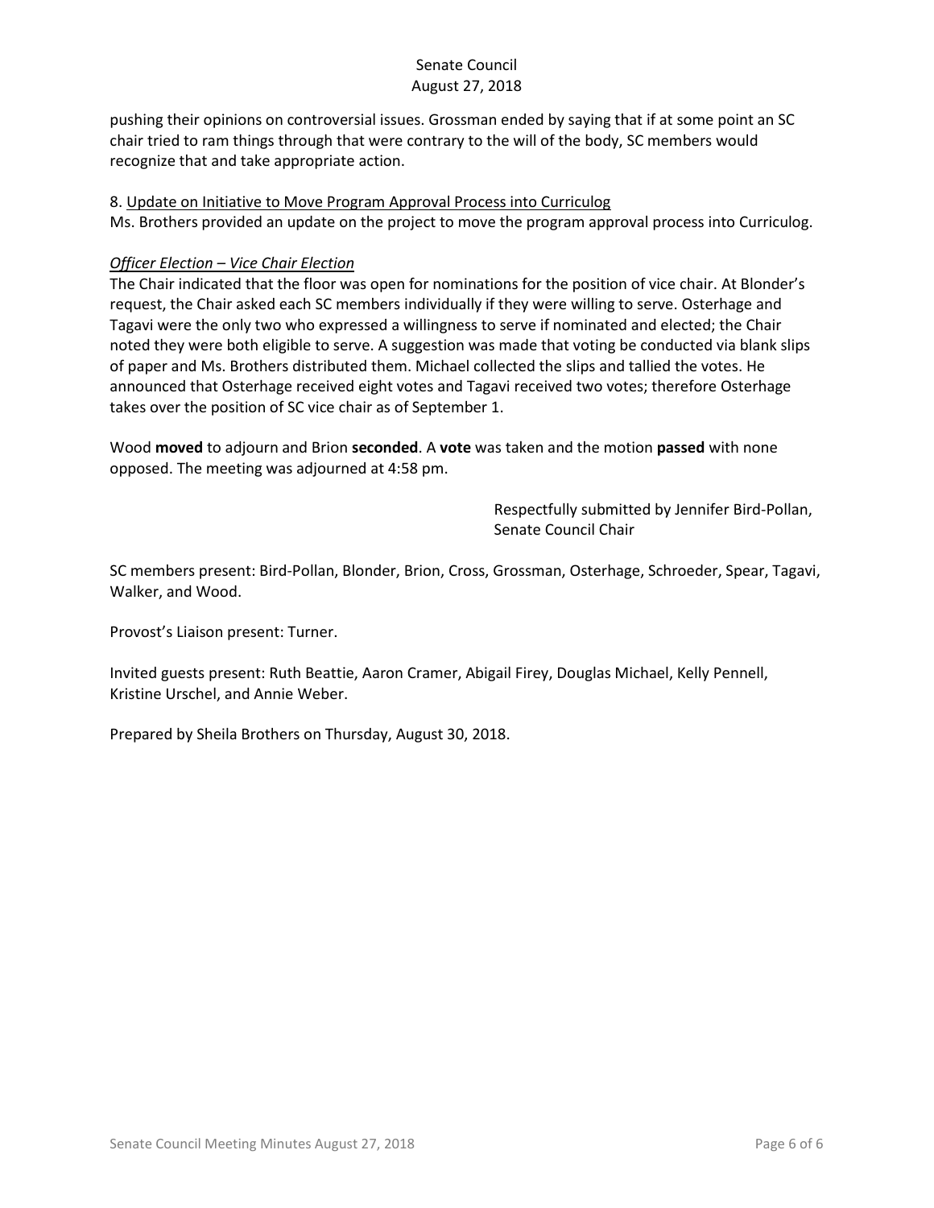pushing their opinions on controversial issues. Grossman ended by saying that if at some point an SC chair tried to ram things through that were contrary to the will of the body, SC members would recognize that and take appropriate action.

8. Update on Initiative to Move Program Approval Process into Curriculog

Ms. Brothers provided an update on the project to move the program approval process into Curriculog.

*Officer Election – Vice Chair Election*

The Chair indicated that the floor was open for nominations for the position of vice chair. At Blonder's request, the Chair asked each SC members individually if they were willing to serve. Osterhage and Tagavi were the only two who expressed a willingness to serve if nominated and elected; the Chair noted they were both eligible to serve. A suggestion was made that voting be conducted via blank slips of paper and Ms. Brothers distributed them. Michael collected the slips and tallied the votes. He announced that Osterhage received eight votes and Tagavi received two votes; therefore Osterhage takes over the position of SC vice chair as of September 1.

Wood **moved** to adjourn and Brion **seconded**. A **vote** was taken and the motion **passed** with none opposed. The meeting was adjourned at 4:58 pm.

Respectfully submitted by Jennifer Bird-Pollan,
Senate Council Chair

SC members present: Bird-Pollan, Blonder, Brion, Cross, Grossman, Osterhage, Schroeder, Spear, Tagavi, Walker, and Wood.

Provost's Liaison present: Turner.

Invited guests present: Ruth Beattie, Aaron Cramer, Abigail Firey, Douglas Michael, Kelly Pennell, Kristine Urschel, and Annie Weber.

Prepared by Sheila Brothers on Thursday, August 30, 2018.